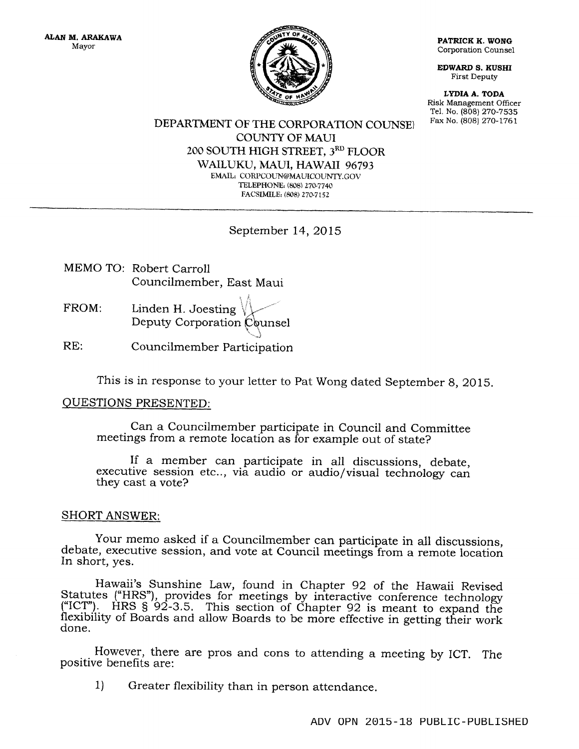ALAN M. ARAKAWA
Mayor

PATRICK K. WONG
Corporation Counsel

EDWARD S. KUSHI
First Deputy

LYDIA A. TODA
Risk Management Officer
Tel. No. (808) 270-7535
Fax No. (808) 270-1761

DEPARTMENT OF THE CORPORATION COUNSEL
COUNTY OF MAUI
200 SOUTH HIGH STREET, 3RD FLOOR
WAILUKU, MAUI, HAWAII 96793
EMAIL: CORPCOUN@MAUICOUNTY.GOV
TELEPHONE: (808) 270-7740
FACSIMILE: (808) 270-7152

---

September 14, 2015

MEMO TO: Robert Carroll
Councilmember, East Maui

FROM: Linden H. Joesting
Deputy Corporation Counsel

RE: Councilmember Participation

This is in response to your letter to Pat Wong dated September 8, 2015.

QUESTIONS PRESENTED:

Can a Councilmember participate in Council and Committee meetings from a remote location as for example out of state?

If a member can participate in all discussions, debate, executive session etc.., via audio or audio/visual technology can they cast a vote?

SHORT ANSWER:

Your memo asked if a Councilmember can participate in all discussions, debate, executive session, and vote at Council meetings from a remote location In short, yes.

Hawaii's Sunshine Law, found in Chapter 92 of the Hawaii Revised Statutes ("HRS"), provides for meetings by interactive conference technology ("ICT"). HRS § 92-3.5. This section of Chapter 92 is meant to expand the flexibility of Boards and allow Boards to be more effective in getting their work done.

However, there are pros and cons to attending a meeting by ICT. The positive benefits are:

1) Greater flexibility than in person attendance.

ADV OPN 2015-18 PUBLIC-PUBLISHED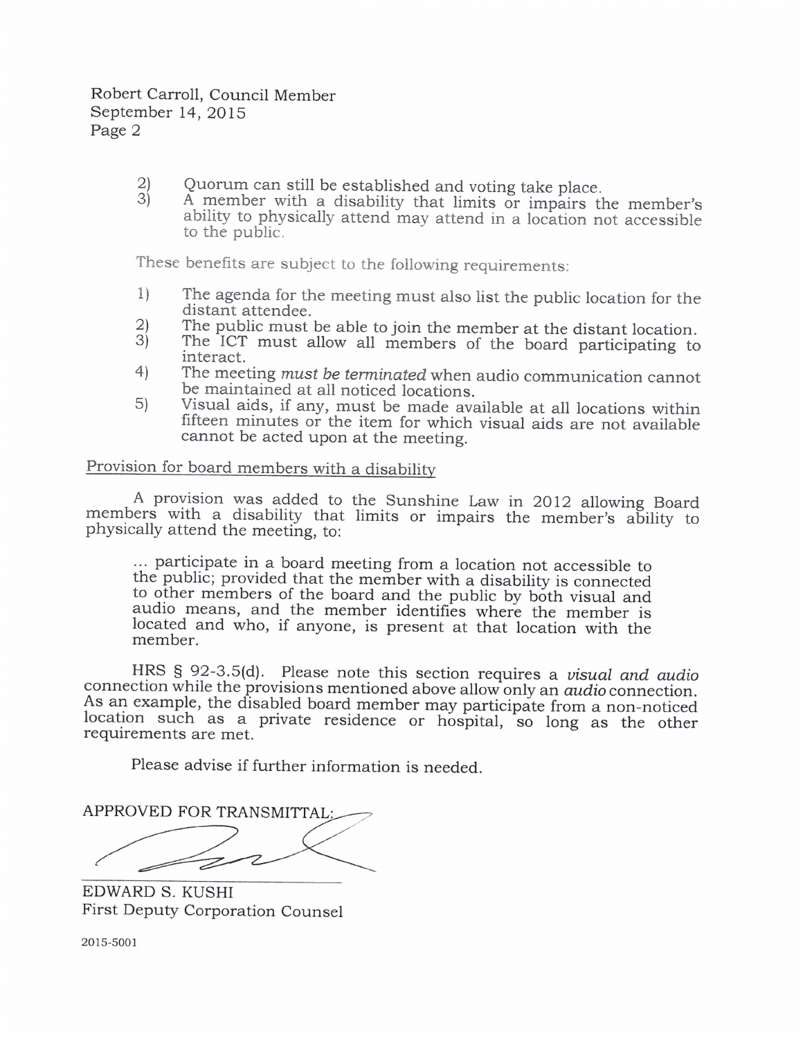2) Quorum can still be established and voting take place.
3) A member with a disability that limits or impairs the member's ability to physically attend may attend in a location not accessible to the public.

These benefits are subject to the following requirements:

1) The agenda for the meeting must also list the public location for the distant attendee.
2) The public must be able to join the member at the distant location.
3) The ICT must allow all members of the board participating to interact.
4) The meeting *must be terminated* when audio communication cannot be maintained at all noticed locations.
5) Visual aids, if any, must be made available at all locations within fifteen minutes or the item for which visual aids are not available cannot be acted upon at the meeting.

<u>Provision for board members with a disability</u>

A provision was added to the Sunshine Law in 2012 allowing Board members with a disability that limits or impairs the member's ability to physically attend the meeting, to:

> ... participate in a board meeting from a location not accessible to the public; provided that the member with a disability is connected to other members of the board and the public by both visual and audio means, and the member identifies where the member is located and who, if anyone, is present at that location with the member.

HRS § 92-3.5(d). Please note this section requires a *visual and audio* connection while the provisions mentioned above allow only an *audio* connection. As an example, the disabled board member may participate from a non-noticed location such as a private residence or hospital, so long as the other requirements are met.

Please advise if further information is needed.

APPROVED FOR TRANSMITTAL:

EDWARD S. KUSHI
First Deputy Corporation Counsel

2015-5001